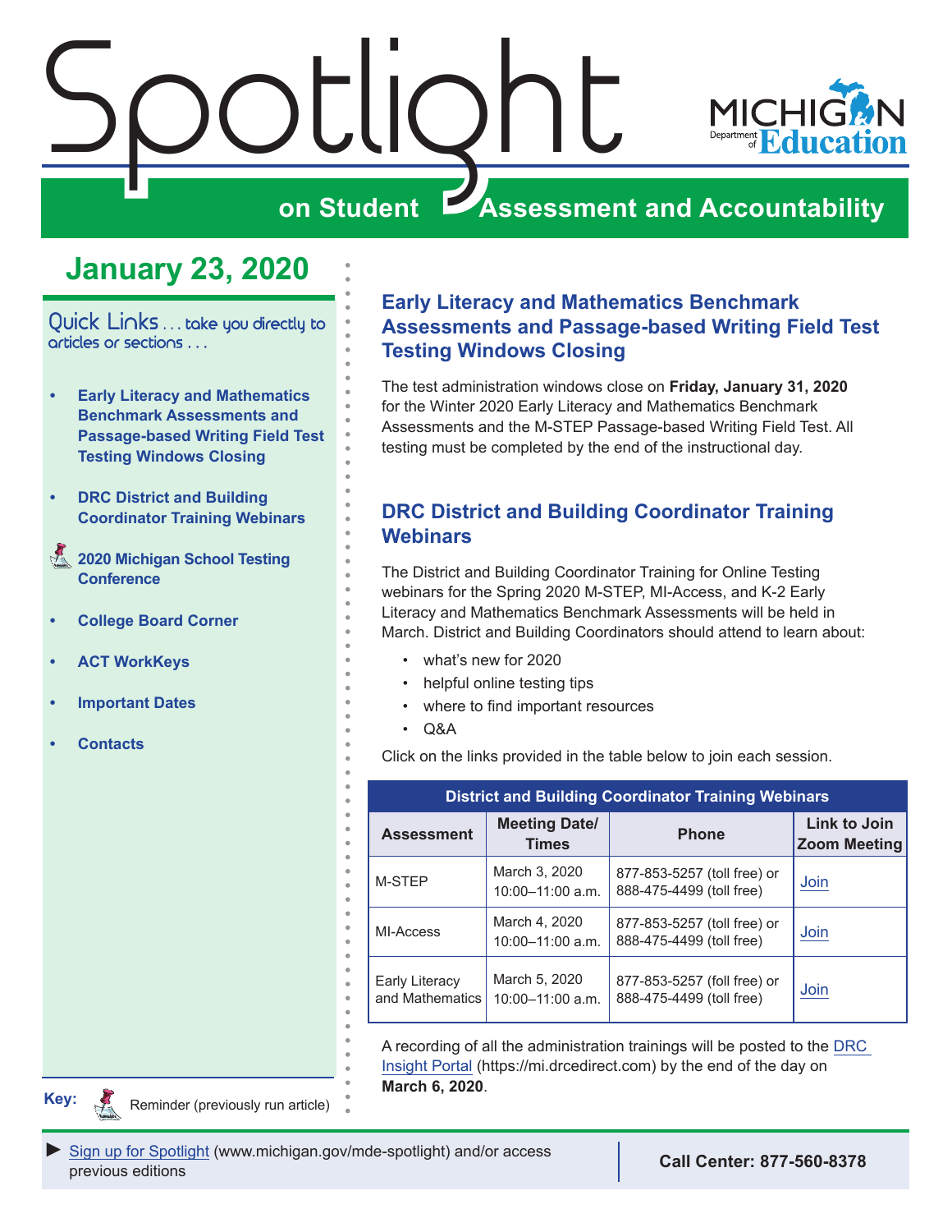# Spotlight on Student Assessment and Accountability

MICHIGAN Department of Education

## January 23, 2020

Quick Links . . . take you directly to articles or sections . . .

- Early Literacy and Mathematics Benchmark Assessments and Passage-based Writing Field Test Testing Windows Closing
- DRC District and Building Coordinator Training Webinars
- 2020 Michigan School Testing Conference
- College Board Corner
- ACT WorkKeys
- Important Dates
- Contacts

Key: Reminder (previously run article)

## Early Literacy and Mathematics Benchmark Assessments and Passage-based Writing Field Test Testing Windows Closing

The test administration windows close on **Friday, January 31, 2020** for the Winter 2020 Early Literacy and Mathematics Benchmark Assessments and the M-STEP Passage-based Writing Field Test. All testing must be completed by the end of the instructional day.

## DRC District and Building Coordinator Training Webinars

The District and Building Coordinator Training for Online Testing webinars for the Spring 2020 M-STEP, MI-Access, and K-2 Early Literacy and Mathematics Benchmark Assessments will be held in March. District and Building Coordinators should attend to learn about:

- what's new for 2020
- helpful online testing tips
- where to find important resources
- Q&A

Click on the links provided in the table below to join each session.

**District and Building Coordinator Training Webinars**

| Assessment | Meeting Date/ Times | Phone | Link to Join Zoom Meeting |
|---|---|---|---|
| M-STEP | March 3, 2020 10:00–11:00 a.m. | 877-853-5257 (toll free) or 888-475-4499 (toll free) | Join |
| MI-Access | March 4, 2020 10:00–11:00 a.m. | 877-853-5257 (toll free) or 888-475-4499 (toll free) | Join |
| Early Literacy and Mathematics | March 5, 2020 10:00–11:00 a.m. | 877-853-5257 (foll free) or 888-475-4499 (toll free) | Join |

A recording of all the administration trainings will be posted to the DRC Insight Portal (https://mi.drcedirect.com) by the end of the day on **March 6, 2020**.

► Sign up for Spotlight (www.michigan.gov/mde-spotlight) and/or access previous editions

**Call Center: 877-560-8378**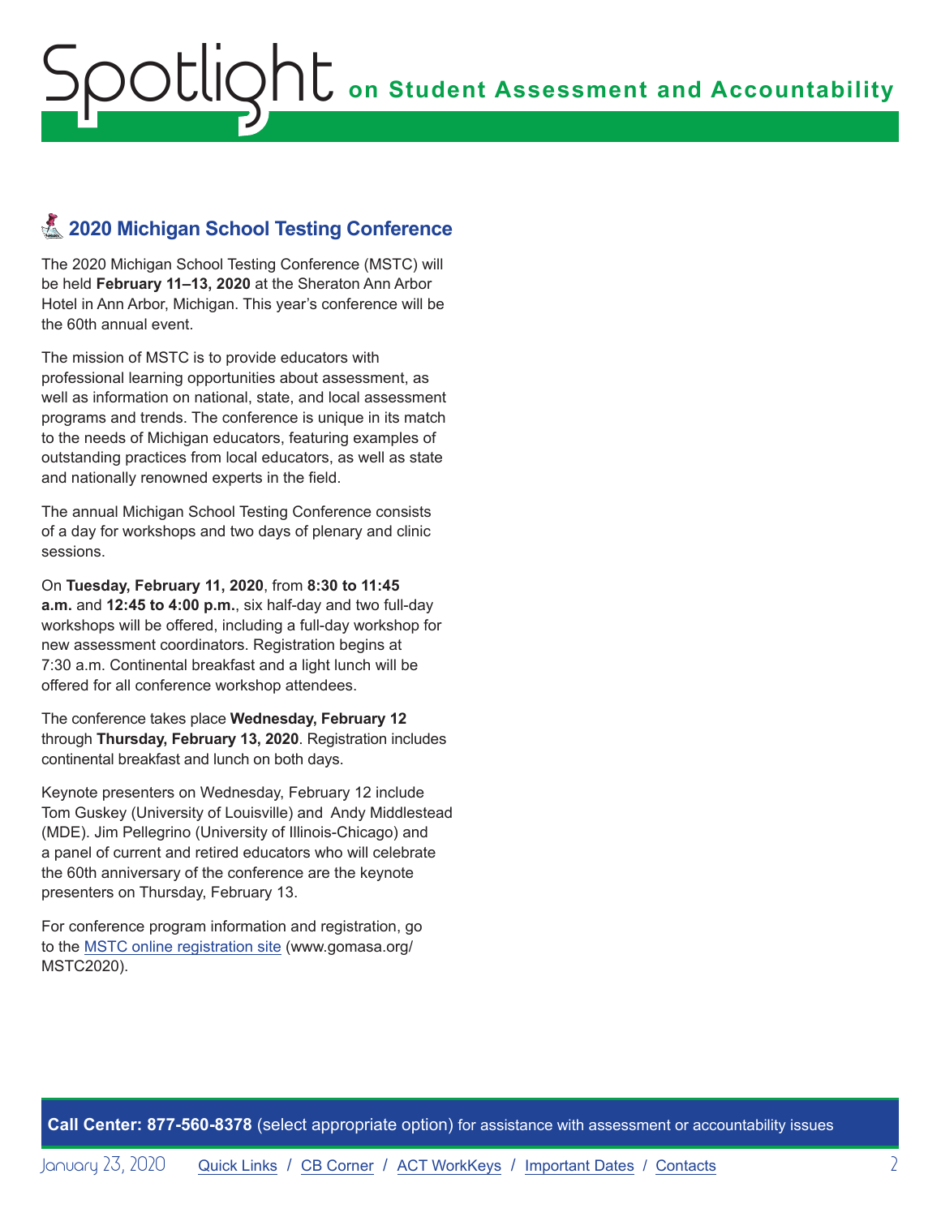## 2020 Michigan School Testing Conference

The 2020 Michigan School Testing Conference (MSTC) will be held **February 11–13, 2020** at the Sheraton Ann Arbor Hotel in Ann Arbor, Michigan. This year's conference will be the 60th annual event.

The mission of MSTC is to provide educators with professional learning opportunities about assessment, as well as information on national, state, and local assessment programs and trends. The conference is unique in its match to the needs of Michigan educators, featuring examples of outstanding practices from local educators, as well as state and nationally renowned experts in the field.

The annual Michigan School Testing Conference consists of a day for workshops and two days of plenary and clinic sessions.

On **Tuesday, February 11, 2020**, from **8:30 to 11:45 a.m.** and **12:45 to 4:00 p.m.**, six half-day and two full-day workshops will be offered, including a full-day workshop for new assessment coordinators. Registration begins at 7:30 a.m. Continental breakfast and a light lunch will be offered for all conference workshop attendees.

The conference takes place **Wednesday, February 12** through **Thursday, February 13, 2020**. Registration includes continental breakfast and lunch on both days.

Keynote presenters on Wednesday, February 12 include Tom Guskey (University of Louisville) and Andy Middlestead (MDE). Jim Pellegrino (University of Illinois-Chicago) and a panel of current and retired educators who will celebrate the 60th anniversary of the conference are the keynote presenters on Thursday, February 13.

For conference program information and registration, go to the [MSTC online registration site](www.gomasa.org/MSTC2020) (www.gomasa.org/MSTC2020).

**Call Center: 877-560-8378** (select appropriate option) for assistance with assessment or accountability issues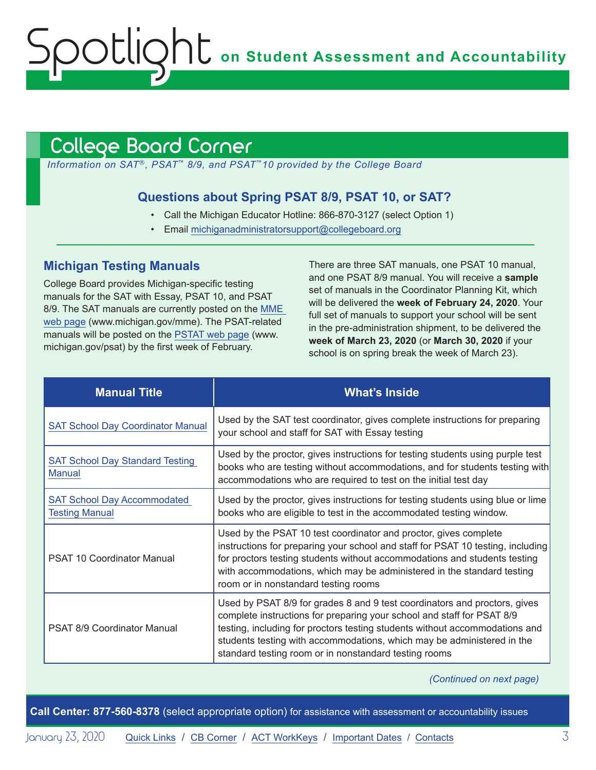## College Board Corner

*Information on SAT®, PSAT™ 8/9, and PSAT™10 provided by the College Board*

### Questions about Spring PSAT 8/9, PSAT 10, or SAT?

- Call the Michigan Educator Hotline: 866-870-3127 (select Option 1)
- Email michiganadministratorsupport@collegeboard.org

### Michigan Testing Manuals

College Board provides Michigan-specific testing manuals for the SAT with Essay, PSAT 10, and PSAT 8/9. The SAT manuals are currently posted on the MME web page (www.michigan.gov/mme). The PSAT-related manuals will be posted on the PSTAT web page (www.michigan.gov/psat) by the first week of February.

There are three SAT manuals, one PSAT 10 manual, and one PSAT 8/9 manual. You will receive a **sample** set of manuals in the Coordinator Planning Kit, which will be delivered the **week of February 24, 2020**. Your full set of manuals to support your school will be sent in the pre-administration shipment, to be delivered the **week of March 23, 2020** (or **March 30, 2020** if your school is on spring break the week of March 23).

| Manual Title | What's Inside |
|---|---|
| SAT School Day Coordinator Manual | Used by the SAT test coordinator, gives complete instructions for preparing your school and staff for SAT with Essay testing |
| SAT School Day Standard Testing Manual | Used by the proctor, gives instructions for testing students using purple test books who are testing without accommodations, and for students testing with accommodations who are required to test on the initial test day |
| SAT School Day Accommodated Testing Manual | Used by the proctor, gives instructions for testing students using blue or lime books who are eligible to test in the accommodated testing window. |
| PSAT 10 Coordinator Manual | Used by the PSAT 10 test coordinator and proctor, gives complete instructions for preparing your school and staff for PSAT 10 testing, including for proctors testing students without accommodations and students testing with accommodations, which may be administered in the standard testing room or in nonstandard testing rooms |
| PSAT 8/9 Coordinator Manual | Used by PSAT 8/9 for grades 8 and 9 test coordinators and proctors, gives complete instructions for preparing your school and staff for PSAT 8/9 testing, including for proctors testing students without accommodations and students testing with accommodations, which may be administered in the standard testing room or in nonstandard testing rooms |

*(Continued on next page)*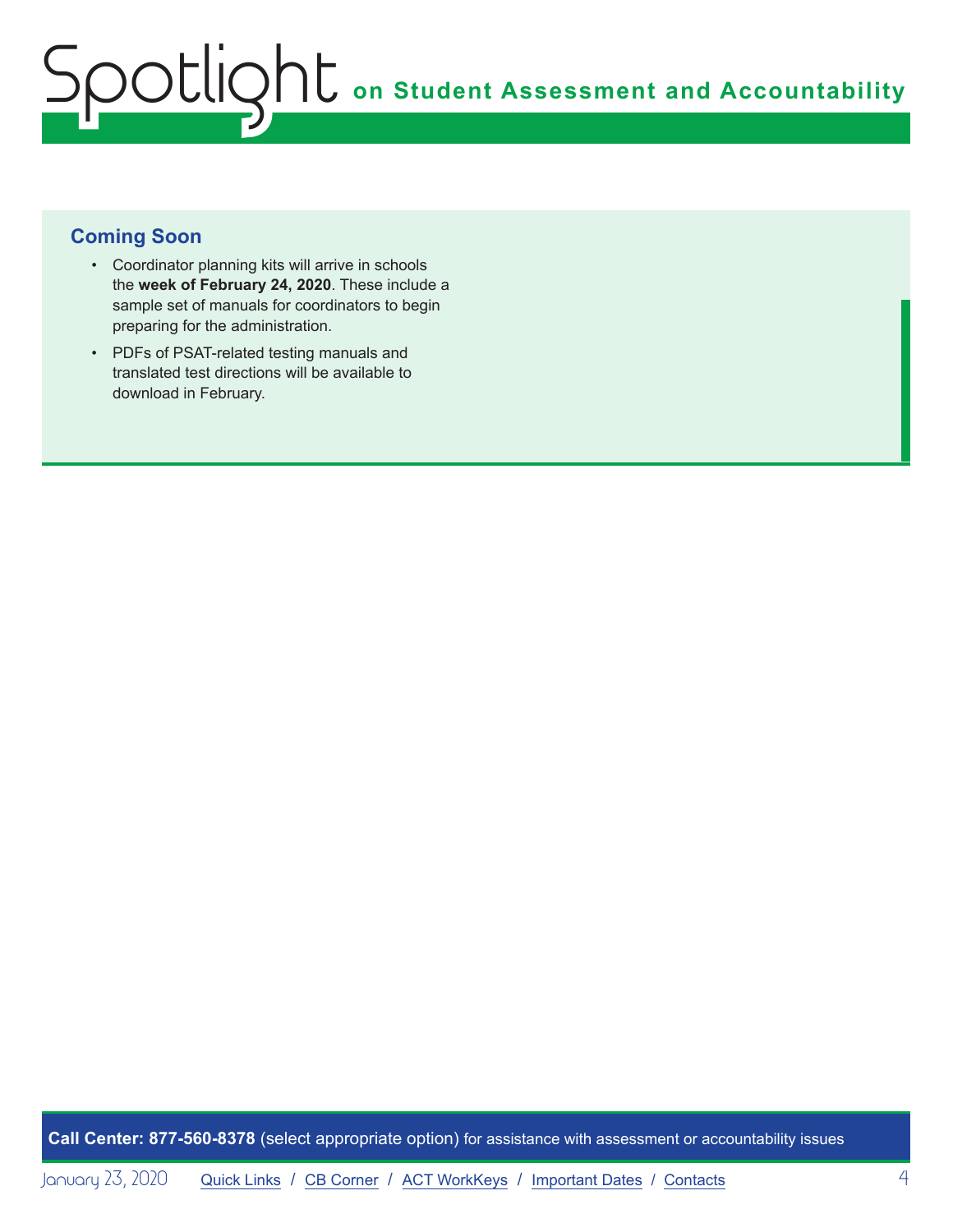## Coming Soon

- Coordinator planning kits will arrive in schools the **week of February 24, 2020**. These include a sample set of manuals for coordinators to begin preparing for the administration.
- PDFs of PSAT-related testing manuals and translated test directions will be available to download in February.

**Call Center: 877-560-8378** (select appropriate option) for assistance with assessment or accountability issues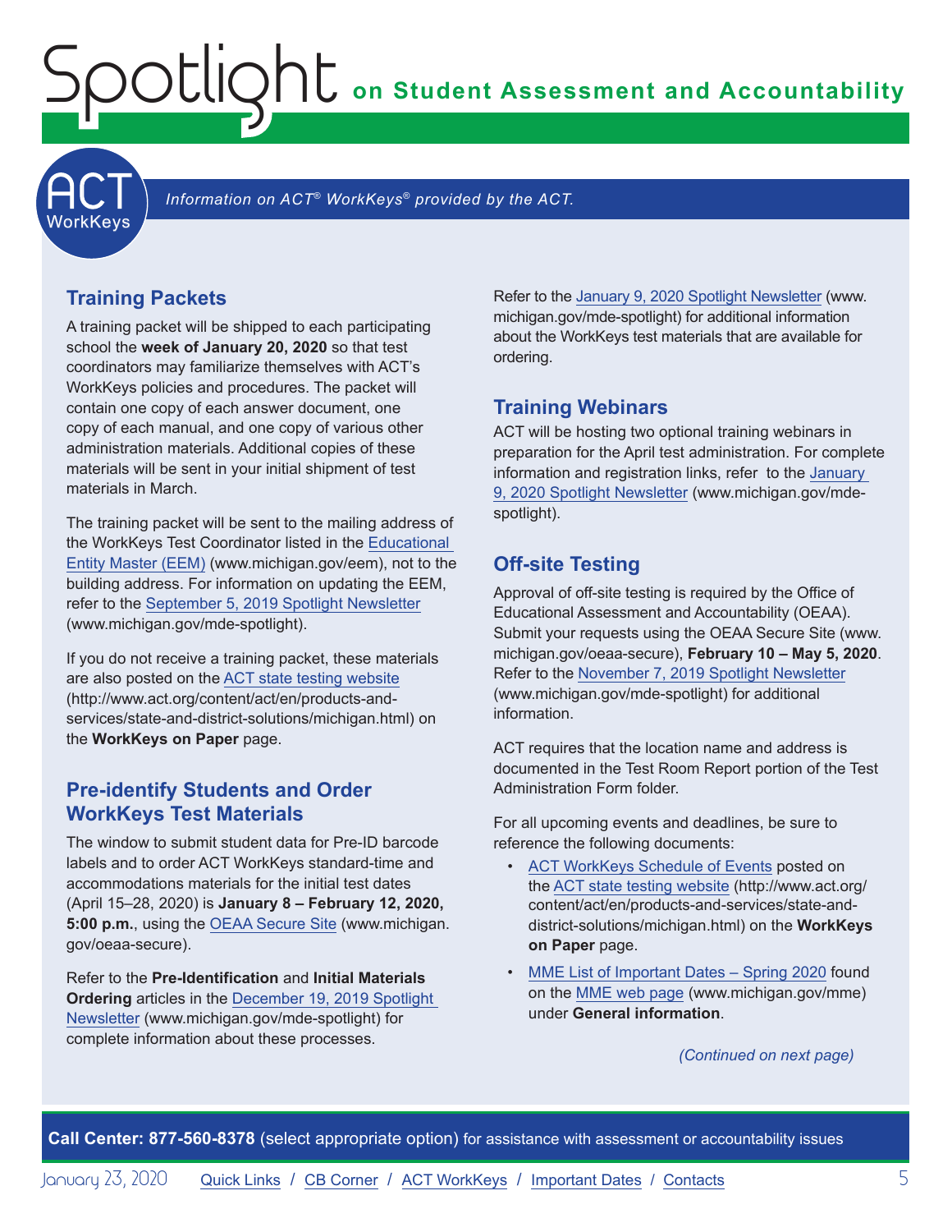## ACT WorkKeys

*Information on ACT® WorkKeys® provided by the ACT.*

### Training Packets

A training packet will be shipped to each participating school the **week of January 20, 2020** so that test coordinators may familiarize themselves with ACT's WorkKeys policies and procedures. The packet will contain one copy of each answer document, one copy of each manual, and one copy of various other administration materials. Additional copies of these materials will be sent in your initial shipment of test materials in March.

The training packet will be sent to the mailing address of the WorkKeys Test Coordinator listed in the Educational Entity Master (EEM) (www.michigan.gov/eem), not to the building address. For information on updating the EEM, refer to the September 5, 2019 Spotlight Newsletter (www.michigan.gov/mde-spotlight).

If you do not receive a training packet, these materials are also posted on the ACT state testing website (http://www.act.org/content/act/en/products-and-services/state-and-district-solutions/michigan.html) on the **WorkKeys on Paper** page.

### Pre-identify Students and Order WorkKeys Test Materials

The window to submit student data for Pre-ID barcode labels and to order ACT WorkKeys standard-time and accommodations materials for the initial test dates (April 15–28, 2020) is **January 8 – February 12, 2020, 5:00 p.m.**, using the OEAA Secure Site (www.michigan.gov/oeaa-secure).

Refer to the **Pre-Identification** and **Initial Materials Ordering** articles in the December 19, 2019 Spotlight Newsletter (www.michigan.gov/mde-spotlight) for complete information about these processes.

Refer to the January 9, 2020 Spotlight Newsletter (www.michigan.gov/mde-spotlight) for additional information about the WorkKeys test materials that are available for ordering.

### Training Webinars

ACT will be hosting two optional training webinars in preparation for the April test administration. For complete information and registration links, refer to the January 9, 2020 Spotlight Newsletter (www.michigan.gov/mde-spotlight).

### Off-site Testing

Approval of off-site testing is required by the Office of Educational Assessment and Accountability (OEAA). Submit your requests using the OEAA Secure Site (www.michigan.gov/oeaa-secure), **February 10 – May 5, 2020**. Refer to the November 7, 2019 Spotlight Newsletter (www.michigan.gov/mde-spotlight) for additional information.

ACT requires that the location name and address is documented in the Test Room Report portion of the Test Administration Form folder.

For all upcoming events and deadlines, be sure to reference the following documents:

- ACT WorkKeys Schedule of Events posted on the ACT state testing website (http://www.act.org/content/act/en/products-and-services/state-and-district-solutions/michigan.html) on the **WorkKeys on Paper** page.
- MME List of Important Dates – Spring 2020 found on the MME web page (www.michigan.gov/mme) under **General information**.

*(Continued on next page)*

**Call Center: 877-560-8378** (select appropriate option) for assistance with assessment or accountability issues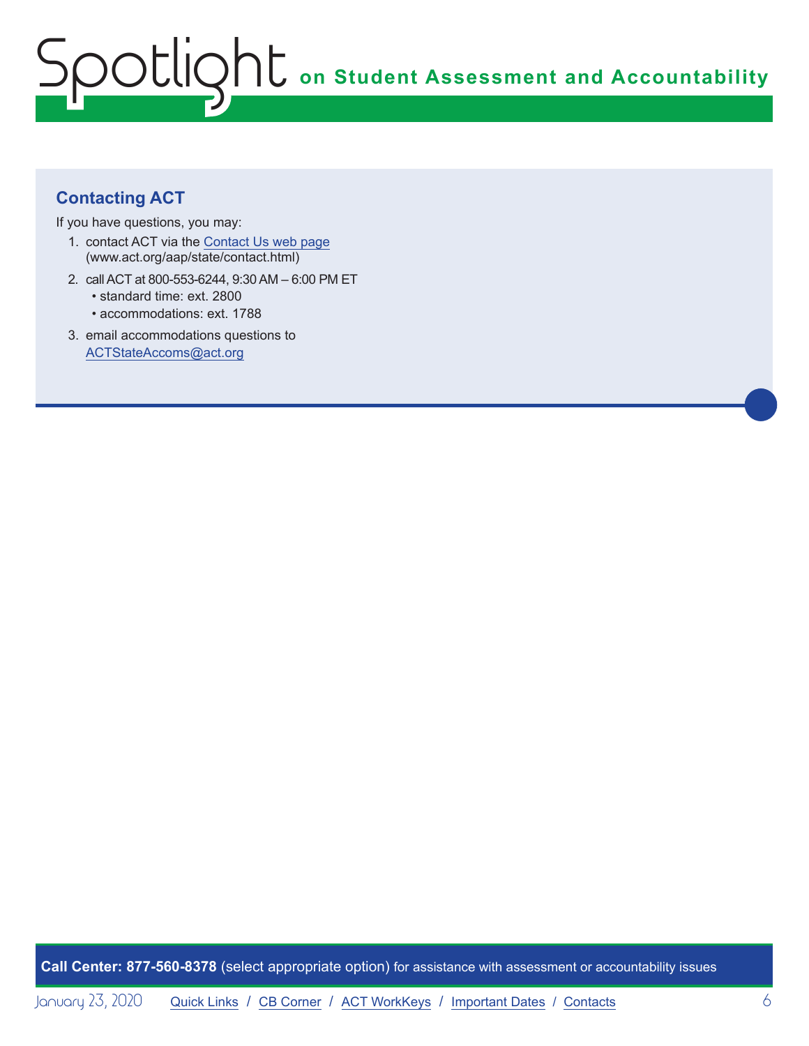## Contacting ACT

If you have questions, you may:

1. contact ACT via the Contact Us web page (www.act.org/aap/state/contact.html)
2. call ACT at 800-553-6244, 9:30 AM – 6:00 PM ET
   - standard time: ext. 2800
   - accommodations: ext. 1788
3. email accommodations questions to ACTStateAccoms@act.org

**Call Center: 877-560-8378** (select appropriate option) for assistance with assessment or accountability issues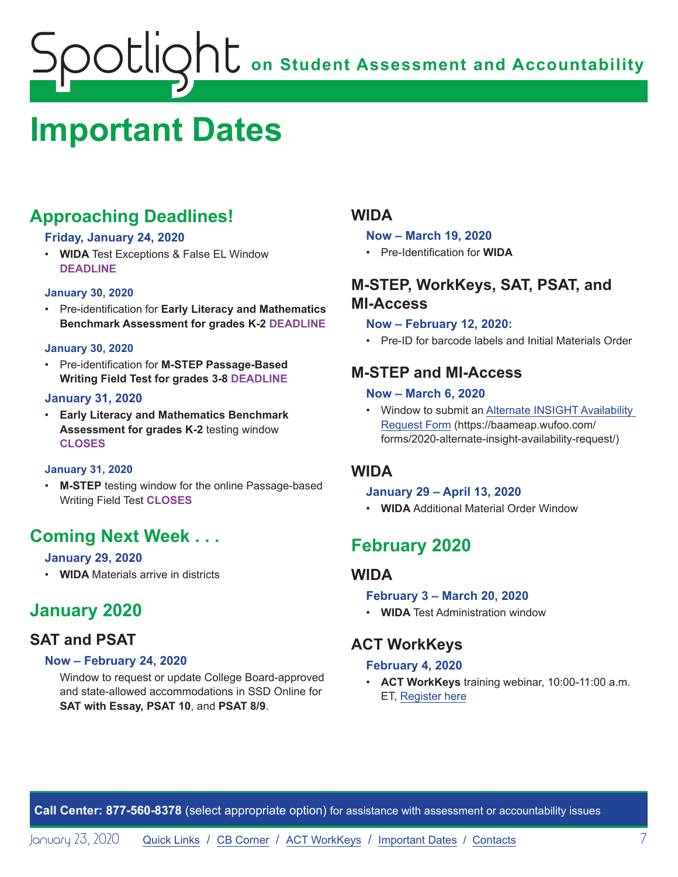# Important Dates

## Approaching Deadlines!

**Friday, January 24, 2020**

- **WIDA** Test Exceptions & False EL Window **DEADLINE**

**January 30, 2020**

- Pre-identification for **Early Literacy and Mathematics Benchmark Assessment for grades K-2 DEADLINE**

**January 30, 2020**

- Pre-identification for **M-STEP Passage-Based Writing Field Test for grades 3-8 DEADLINE**

**January 31, 2020**

- **Early Literacy and Mathematics Benchmark Assessment for grades K-2** testing window **CLOSES**

**January 31, 2020**

- **M-STEP** testing window for the online Passage-based Writing Field Test **CLOSES**

## Coming Next Week . . .

**January 29, 2020**

- **WIDA** Materials arrive in districts

## January 2020

### SAT and PSAT

**Now – February 24, 2020**

Window to request or update College Board-approved and state-allowed accommodations in SSD Online for **SAT with Essay, PSAT 10**, and **PSAT 8/9**.

### WIDA

**Now – March 19, 2020**

- Pre-Identification for **WIDA**

### M-STEP, WorkKeys, SAT, PSAT, and MI-Access

**Now – February 12, 2020:**

- Pre-ID for barcode labels and Initial Materials Order

### M-STEP and MI-Access

**Now – March 6, 2020**

- Window to submit an [Alternate INSIGHT Availability Request Form](https://baameap.wufoo.com/forms/2020-alternate-insight-availability-request/) (https://baameap.wufoo.com/forms/2020-alternate-insight-availability-request/)

### WIDA

**January 29 – April 13, 2020**

- **WIDA** Additional Material Order Window

## February 2020

### WIDA

**February 3 – March 20, 2020**

- **WIDA** Test Administration window

### ACT WorkKeys

**February 4, 2020**

- **ACT WorkKeys** training webinar, 10:00-11:00 a.m. ET, Register here

**Call Center: 877-560-8378** (select appropriate option) for assistance with assessment or accountability issues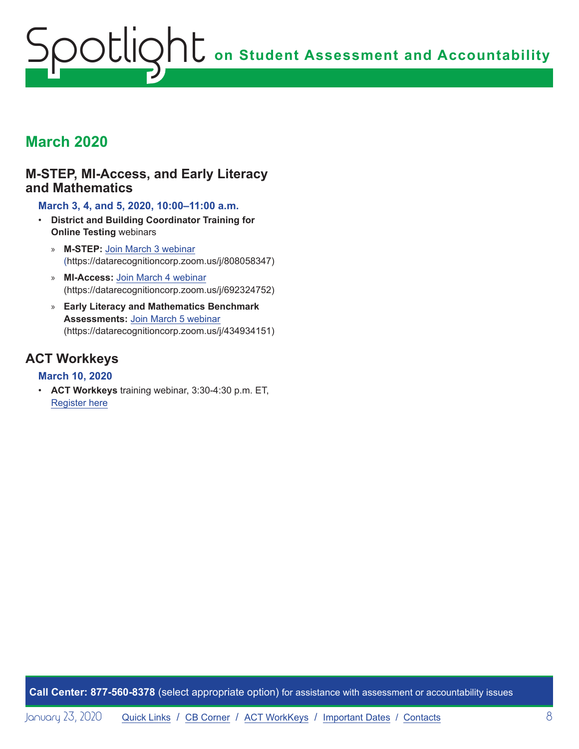## March 2020

### M-STEP, MI-Access, and Early Literacy and Mathematics

**March 3, 4, and 5, 2020, 10:00–11:00 a.m.**

- **District and Building Coordinator Training for Online Testing** webinars
  - **M-STEP:** Join March 3 webinar (https://datarecognitioncorp.zoom.us/j/808058347)
  - **MI-Access:** Join March 4 webinar (https://datarecognitioncorp.zoom.us/j/692324752)
  - **Early Literacy and Mathematics Benchmark Assessments:** Join March 5 webinar (https://datarecognitioncorp.zoom.us/j/434934151)

### ACT Workkeys

**March 10, 2020**

- **ACT Workkeys** training webinar, 3:30-4:30 p.m. ET, Register here

**Call Center: 877-560-8378** (select appropriate option) for assistance with assessment or accountability issues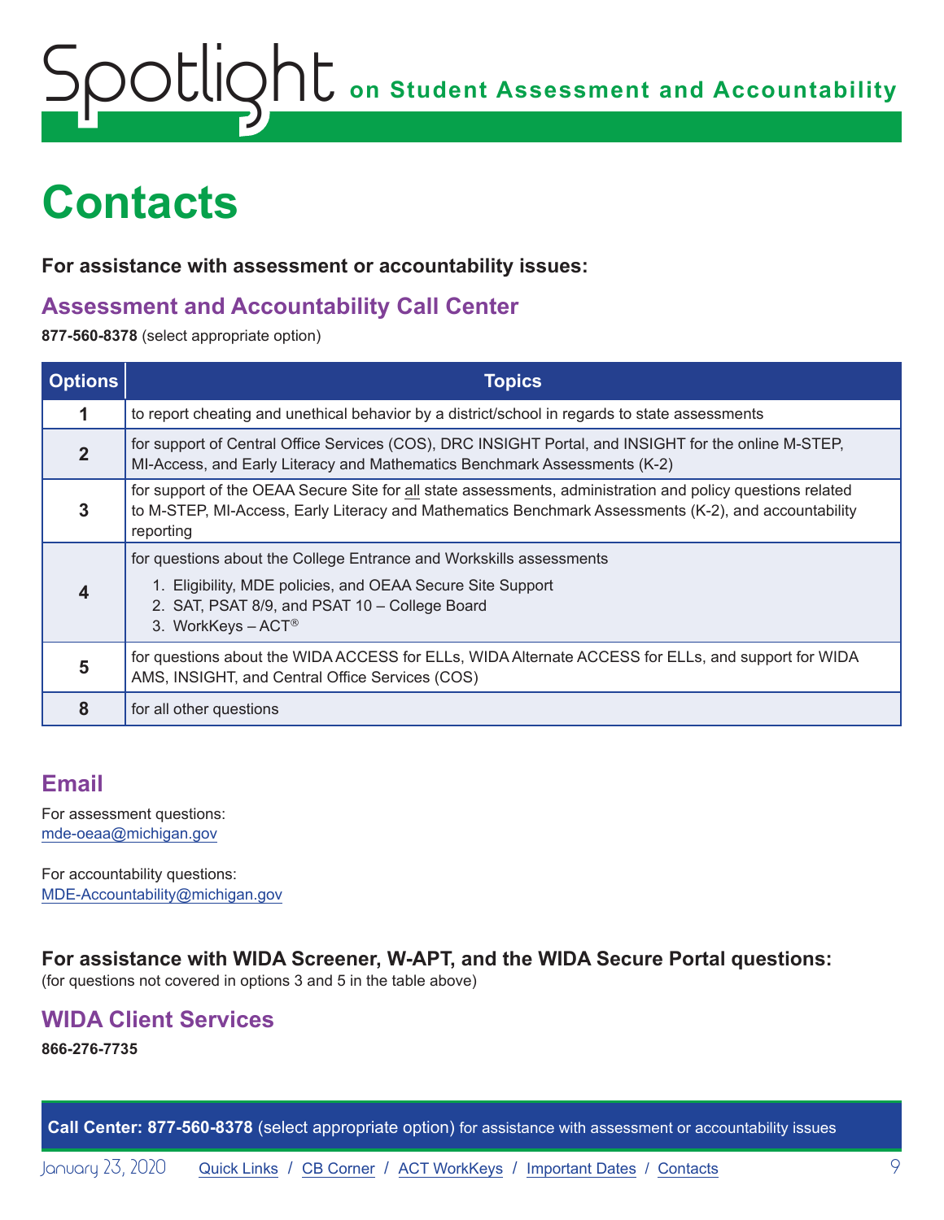# Contacts

**For assistance with assessment or accountability issues:**

## Assessment and Accountability Call Center

**877-560-8378** (select appropriate option)

| Options | Topics |
|---|---|
| **1** | to report cheating and unethical behavior by a district/school in regards to state assessments |
| **2** | for support of Central Office Services (COS), DRC INSIGHT Portal, and INSIGHT for the online M-STEP, MI-Access, and Early Literacy and Mathematics Benchmark Assessments (K-2) |
| **3** | for support of the OEAA Secure Site for all state assessments, administration and policy questions related to M-STEP, MI-Access, Early Literacy and Mathematics Benchmark Assessments (K-2), and accountability reporting |
| **4** | for questions about the College Entrance and Workskills assessments<br>1. Eligibility, MDE policies, and OEAA Secure Site Support<br>2. SAT, PSAT 8/9, and PSAT 10 – College Board<br>3. WorkKeys – ACT® |
| **5** | for questions about the WIDA ACCESS for ELLs, WIDA Alternate ACCESS for ELLs, and support for WIDA AMS, INSIGHT, and Central Office Services (COS) |
| **8** | for all other questions |

## Email

For assessment questions:
mde-oeaa@michigan.gov

For accountability questions:
MDE-Accountability@michigan.gov

**For assistance with WIDA Screener, W-APT, and the WIDA Secure Portal questions:**
(for questions not covered in options 3 and 5 in the table above)

## WIDA Client Services

**866-276-7735**

**Call Center: 877-560-8378** (select appropriate option) for assistance with assessment or accountability issues